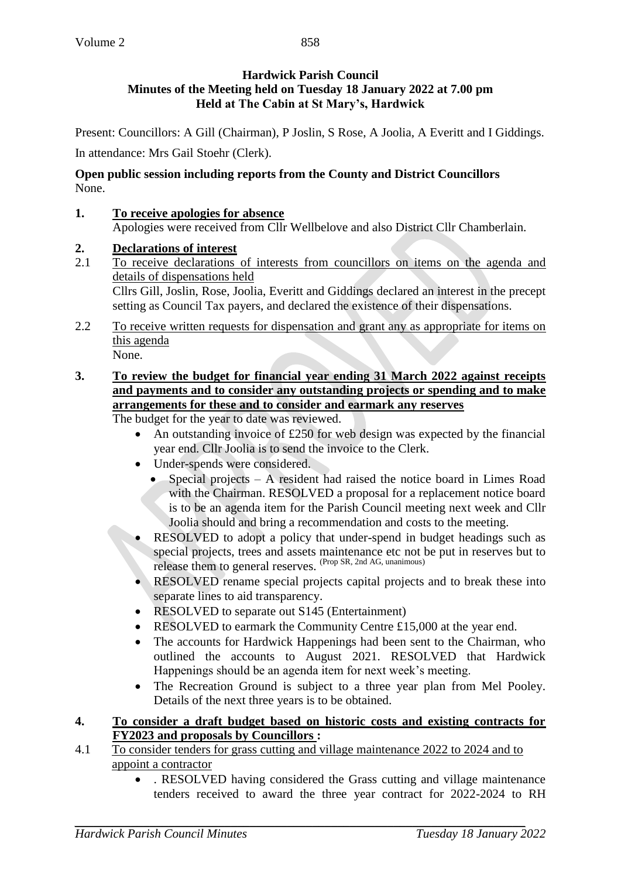**Hardwick Parish Council**
**Minutes of the Meeting held on Tuesday 18 January 2022 at 7.00 pm**
**Held at The Cabin at St Mary's, Hardwick**

Present: Councillors: A Gill (Chairman), P Joslin, S Rose, A Joolia, A Everitt and I Giddings.

In attendance: Mrs Gail Stoehr (Clerk).

**Open public session including reports from the County and District Councillors**
None.

**1. To receive apologies for absence**
Apologies were received from Cllr Wellbelove and also District Cllr Chamberlain.

**2. Declarations of interest**

2.1 To receive declarations of interests from councillors on items on the agenda and details of dispensations held
Cllrs Gill, Joslin, Rose, Joolia, Everitt and Giddings declared an interest in the precept setting as Council Tax payers, and declared the existence of their dispensations.

2.2 To receive written requests for dispensation and grant any as appropriate for items on this agenda
None.

**3. To review the budget for financial year ending 31 March 2022 against receipts and payments and to consider any outstanding projects or spending and to make arrangements for these and to consider and earmark any reserves**

The budget for the year to date was reviewed.

- An outstanding invoice of £250 for web design was expected by the financial year end. Cllr Joolia is to send the invoice to the Clerk.
- Under-spends were considered.
  - Special projects – A resident had raised the notice board in Limes Road with the Chairman. RESOLVED a proposal for a replacement notice board is to be an agenda item for the Parish Council meeting next week and Cllr Joolia should and bring a recommendation and costs to the meeting.
- RESOLVED to adopt a policy that under-spend in budget headings such as special projects, trees and assets maintenance etc not be put in reserves but to release them to general reserves. (Prop SR, 2nd AG, unanimous)
- RESOLVED rename special projects capital projects and to break these into separate lines to aid transparency.
- RESOLVED to separate out S145 (Entertainment)
- RESOLVED to earmark the Community Centre £15,000 at the year end.
- The accounts for Hardwick Happenings had been sent to the Chairman, who outlined the accounts to August 2021. RESOLVED that Hardwick Happenings should be an agenda item for next week's meeting.
- The Recreation Ground is subject to a three year plan from Mel Pooley. Details of the next three years is to be obtained.

**4. To consider a draft budget based on historic costs and existing contracts for FY2023 and proposals by Councillors :**

4.1 To consider tenders for grass cutting and village maintenance 2022 to 2024 and to appoint a contractor

- . RESOLVED having considered the Grass cutting and village maintenance tenders received to award the three year contract for 2022-2024 to RH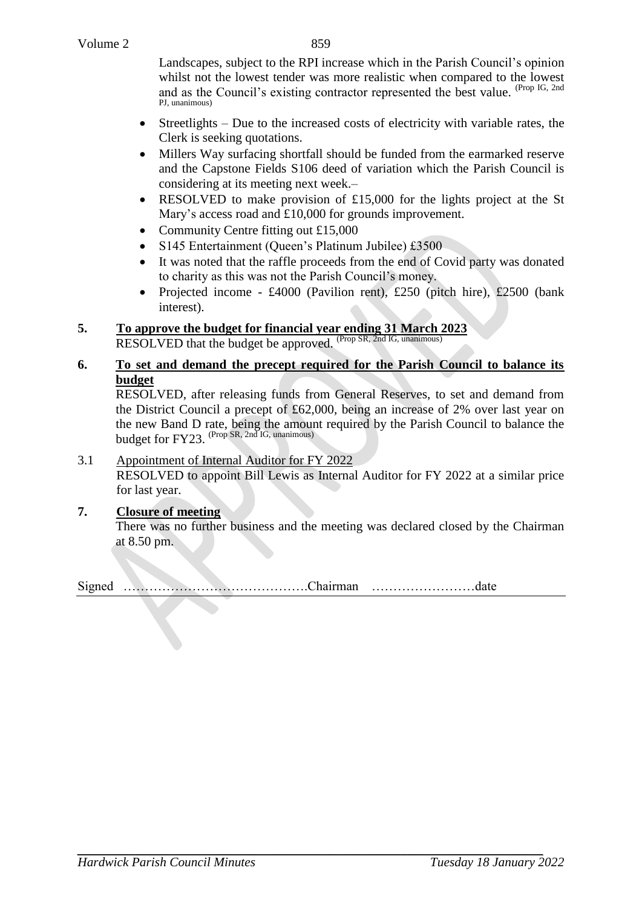Landscapes, subject to the RPI increase which in the Parish Council's opinion whilst not the lowest tender was more realistic when compared to the lowest and as the Council's existing contractor represented the best value. (Prop IG, 2nd PJ, unanimous)

- Streetlights – Due to the increased costs of electricity with variable rates, the Clerk is seeking quotations.
- Millers Way surfacing shortfall should be funded from the earmarked reserve and the Capstone Fields S106 deed of variation which the Parish Council is considering at its meeting next week.–
- RESOLVED to make provision of £15,000 for the lights project at the St Mary's access road and £10,000 for grounds improvement.
- Community Centre fitting out £15,000
- S145 Entertainment (Queen's Platinum Jubilee) £3500
- It was noted that the raffle proceeds from the end of Covid party was donated to charity as this was not the Parish Council's money.
- Projected income - £4000 (Pavilion rent), £250 (pitch hire), £2500 (bank interest).

**5. To approve the budget for financial year ending 31 March 2023**

RESOLVED that the budget be approved. (Prop SR, 2nd IG, unanimous)

**6. To set and demand the precept required for the Parish Council to balance its budget**

RESOLVED, after releasing funds from General Reserves, to set and demand from the District Council a precept of £62,000, being an increase of 2% over last year on the new Band D rate, being the amount required by the Parish Council to balance the budget for FY23. (Prop SR, 2nd IG, unanimous)

3.1 Appointment of Internal Auditor for FY 2022

RESOLVED to appoint Bill Lewis as Internal Auditor for FY 2022 at a similar price for last year.

**7. Closure of meeting**

There was no further business and the meeting was declared closed by the Chairman at 8.50 pm.

Signed …………………………………….Chairman ……………………date